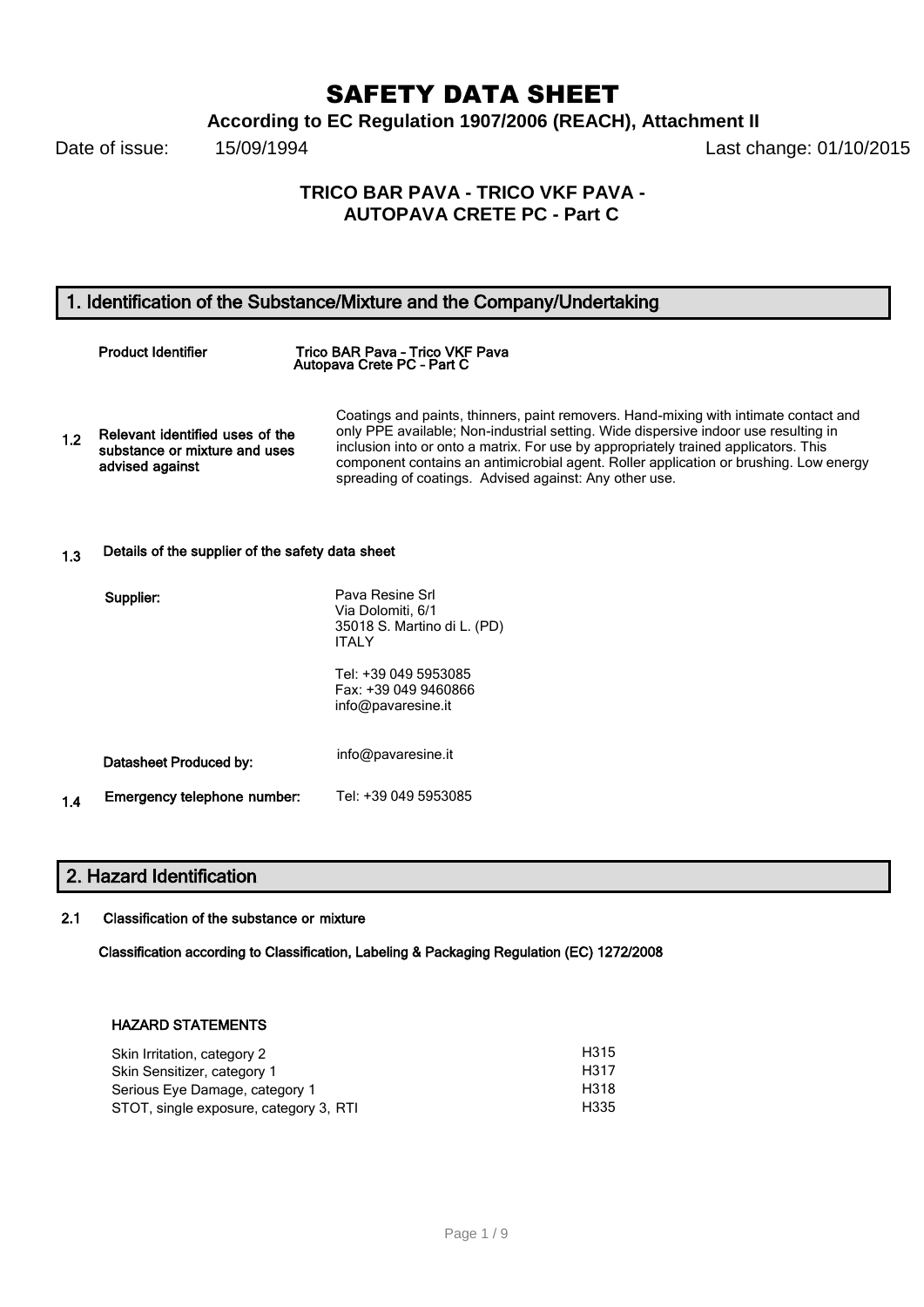# SAFETY DATA SHEET

**According to EC Regulation 1907/2006 (REACH), Attachment II**

Date of issue: 15/09/1994 Last change: 01/10/2015

**TRICO BAR PAVA - TRICO VKF PAVA - AUTOPAVA CRETE PC - Part C**

## 1. Identification of the Substance/Mixture and the Company/Undertaking

**Product Identifier** Trico BAR Pava – Trico VKF Pava Autopava Crete PC – Part C

**1.2 Relevant identified uses of the substance or mixture and uses advised against**

Coatings and paints, thinners, paint removers. Hand-mixing with intimate contact and only PPE available; Non-industrial setting. Wide dispersive indoor use resulting in inclusion into or onto a matrix. For use by appropriately trained applicators. This component contains an antimicrobial agent. Roller application or brushing. Low energy spreading of coatings. Advised against: Any other use.

**1.3 Details of the supplier of the safety data sheet**

**Supplier:**

Pava Resine Srl
Via Dolomiti, 6/1
35018 S. Martino di L. (PD)
ITALY

Tel: +39 049 5953085
Fax: +39 049 9460866
info@pavaresine.it

**Datasheet Produced by:** info@pavaresine.it

**1.4 Emergency telephone number:** Tel: +39 049 5953085

## 2. Hazard Identification

**2.1 Classification of the substance or mixture**

**Classification according to Classification, Labeling & Packaging Regulation (EC) 1272/2008**

**HAZARD STATEMENTS**

| | |
|---|---|
| Skin Irritation, category 2 | H315 |
| Skin Sensitizer, category 1 | H317 |
| Serious Eye Damage, category 1 | H318 |
| STOT, single exposure, category 3, RTI | H335 |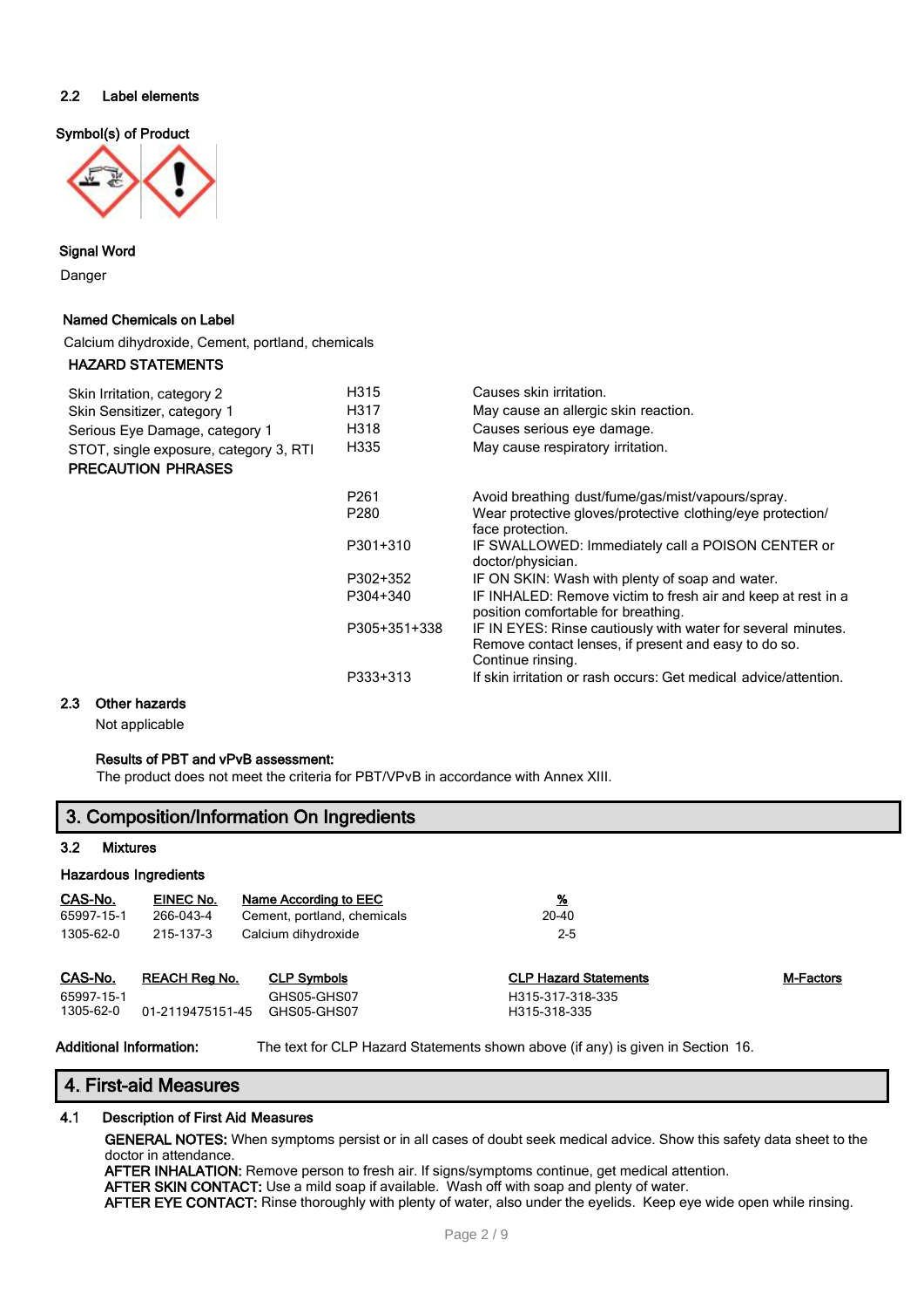### 2.2 Label elements

**Symbol(s) of Product**

**Signal Word**

Danger

**Named Chemicals on Label**

Calcium dihydroxide, Cement, portland, chemicals

**HAZARD STATEMENTS**

| | | |
|---|---|---|
| Skin Irritation, category 2 | H315 | Causes skin irritation. |
| Skin Sensitizer, category 1 | H317 | May cause an allergic skin reaction. |
| Serious Eye Damage, category 1 | H318 | Causes serious eye damage. |
| STOT, single exposure, category 3, RTI | H335 | May cause respiratory irritation. |

**PRECAUTION PHRASES**

| | |
|---|---|
| P261 | Avoid breathing dust/fume/gas/mist/vapours/spray. |
| P280 | Wear protective gloves/protective clothing/eye protection/ face protection. |
| P301+310 | IF SWALLOWED: Immediately call a POISON CENTER or doctor/physician. |
| P302+352 | IF ON SKIN: Wash with plenty of soap and water. |
| P304+340 | IF INHALED: Remove victim to fresh air and keep at rest in a position comfortable for breathing. |
| P305+351+338 | IF IN EYES: Rinse cautiously with water for several minutes. Remove contact lenses, if present and easy to do so. Continue rinsing. |
| P333+313 | If skin irritation or rash occurs: Get medical advice/attention. |

### 2.3 Other hazards

Not applicable

**Results of PBT and vPvB assessment:**

The product does not meet the criteria for PBT/VPvB in accordance with Annex XIII.

## 3. Composition/Information On Ingredients

### 3.2 Mixtures

**Hazardous Ingredients**

| CAS-No. | EINEC No. | Name According to EEC | % |
|---|---|---|---|
| 65997-15-1 | 266-043-4 | Cement, portland, chemicals | 20-40 |
| 1305-62-0 | 215-137-3 | Calcium dihydroxide | 2-5 |

| CAS-No. | REACH Reg No. | CLP Symbols | CLP Hazard Statements | M-Factors |
|---|---|---|---|---|
| 65997-15-1 | | GHS05-GHS07 | H315-317-318-335 | |
| 1305-62-0 | 01-2119475151-45 | GHS05-GHS07 | H315-318-335 | |

**Additional Information:** The text for CLP Hazard Statements shown above (if any) is given in Section 16.

## 4. First-aid Measures

### 4.1 Description of First Aid Measures

**GENERAL NOTES:** When symptoms persist or in all cases of doubt seek medical advice. Show this safety data sheet to the doctor in attendance.

**AFTER INHALATION:** Remove person to fresh air. If signs/symptoms continue, get medical attention.

**AFTER SKIN CONTACT:** Use a mild soap if available. Wash off with soap and plenty of water.

**AFTER EYE CONTACT:** Rinse thoroughly with plenty of water, also under the eyelids. Keep eye wide open while rinsing.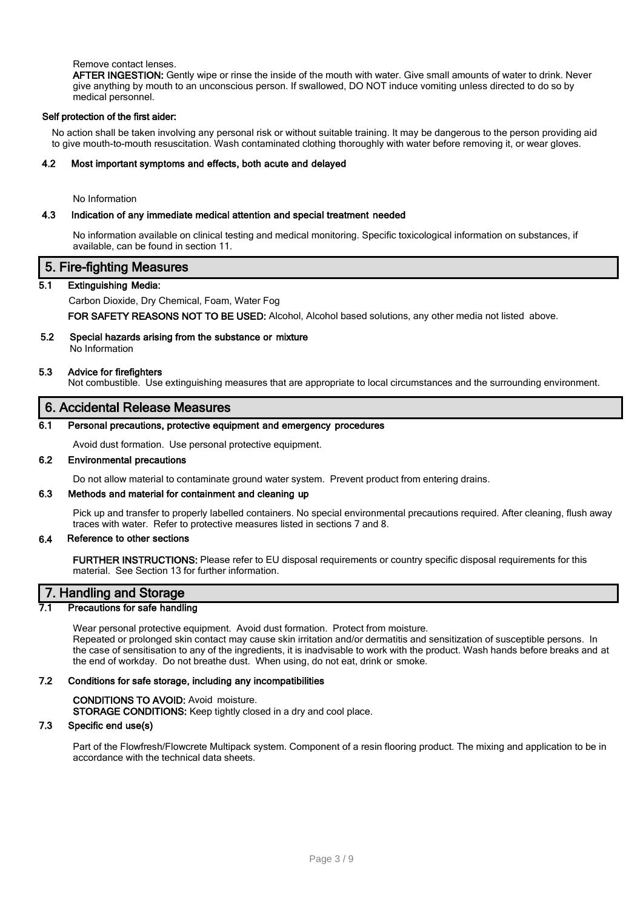Remove contact lenses.

**AFTER INGESTION:** Gently wipe or rinse the inside of the mouth with water. Give small amounts of water to drink. Never give anything by mouth to an unconscious person. If swallowed, DO NOT induce vomiting unless directed to do so by medical personnel.

**Self protection of the first aider:**

No action shall be taken involving any personal risk or without suitable training. It may be dangerous to the person providing aid to give mouth-to-mouth resuscitation. Wash contaminated clothing thoroughly with water before removing it, or wear gloves.

### 4.2 Most important symptoms and effects, both acute and delayed

No Information

### 4.3 Indication of any immediate medical attention and special treatment needed

No information available on clinical testing and medical monitoring. Specific toxicological information on substances, if available, can be found in section 11.

## 5. Fire-fighting Measures

### 5.1 Extinguishing Media:

Carbon Dioxide, Dry Chemical, Foam, Water Fog

**FOR SAFETY REASONS NOT TO BE USED:** Alcohol, Alcohol based solutions, any other media not listed above.

### 5.2 Special hazards arising from the substance or mixture

No Information

### 5.3 Advice for firefighters

Not combustible. Use extinguishing measures that are appropriate to local circumstances and the surrounding environment.

## 6. Accidental Release Measures

### 6.1 Personal precautions, protective equipment and emergency procedures

Avoid dust formation. Use personal protective equipment.

### 6.2 Environmental precautions

Do not allow material to contaminate ground water system. Prevent product from entering drains.

### 6.3 Methods and material for containment and cleaning up

Pick up and transfer to properly labelled containers. No special environmental precautions required. After cleaning, flush away traces with water. Refer to protective measures listed in sections 7 and 8.

### 6.4 Reference to other sections

**FURTHER INSTRUCTIONS:** Please refer to EU disposal requirements or country specific disposal requirements for this material. See Section 13 for further information.

## 7. Handling and Storage

### 7.1 Precautions for safe handling

Wear personal protective equipment. Avoid dust formation. Protect from moisture.
Repeated or prolonged skin contact may cause skin irritation and/or dermatitis and sensitization of susceptible persons. In the case of sensitisation to any of the ingredients, it is inadvisable to work with the product. Wash hands before breaks and at the end of workday. Do not breathe dust. When using, do not eat, drink or smoke.

### 7.2 Conditions for safe storage, including any incompatibilities

**CONDITIONS TO AVOID:** Avoid moisture.
**STORAGE CONDITIONS:** Keep tightly closed in a dry and cool place.

### 7.3 Specific end use(s)

Part of the Flowfresh/Flowcrete Multipack system. Component of a resin flooring product. The mixing and application to be in accordance with the technical data sheets.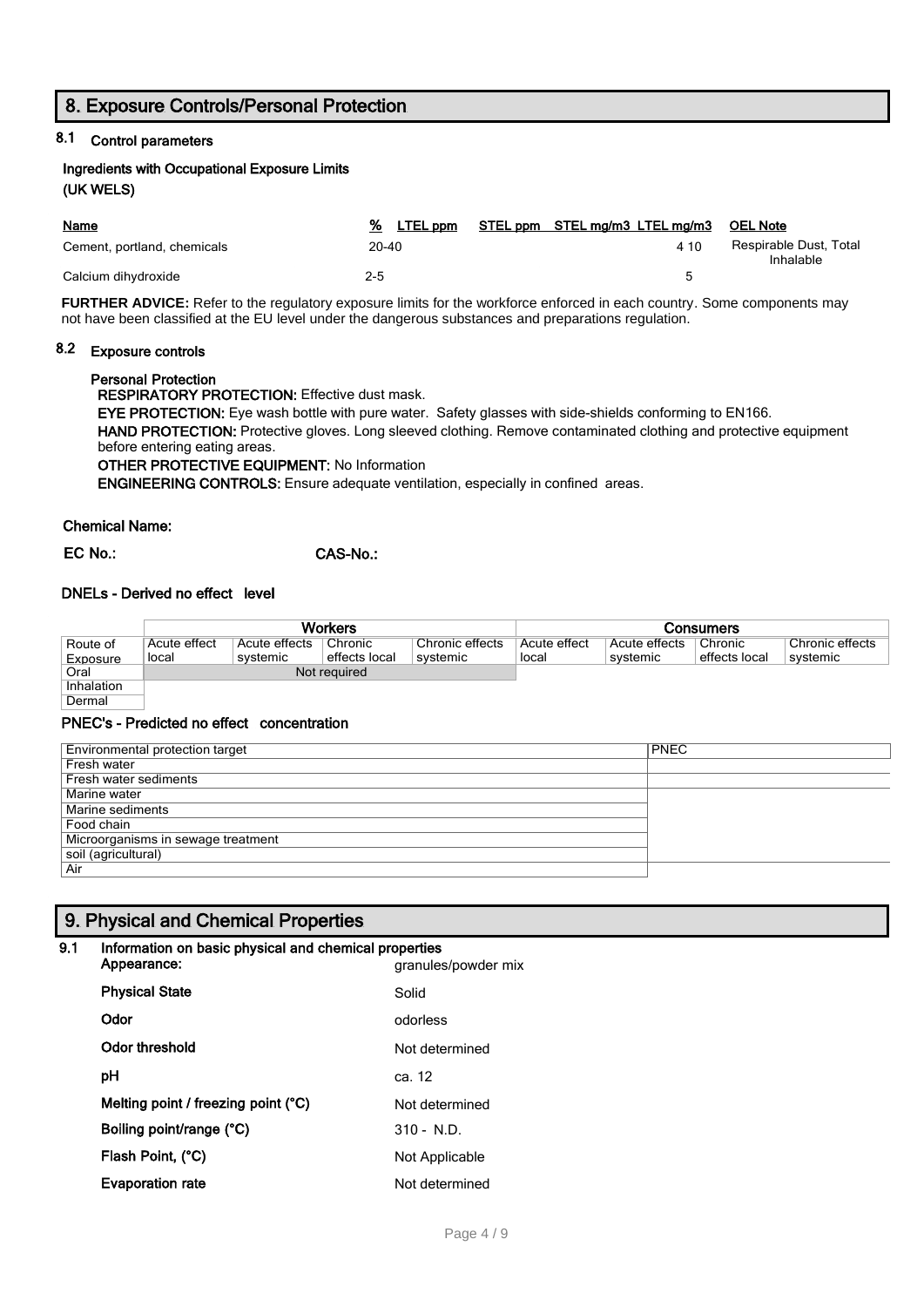# 8. Exposure Controls/Personal Protection

## 8.1 Control parameters

**Ingredients with Occupational Exposure Limits**

**(UK WELS)**

| Name | % | LTEL ppm | STEL ppm | STEL mg/m3 | LTEL mg/m3 | OEL Note |
|---|---|---|---|---|---|---|
| Cement, portland, chemicals | 20-40 | | | | 4 10 | Respirable Dust, Total Inhalable |
| Calcium dihydroxide | 2-5 | | | | 5 | |

**FURTHER ADVICE:** Refer to the regulatory exposure limits for the workforce enforced in each country. Some components may not have been classified at the EU level under the dangerous substances and preparations regulation.

## 8.2 Exposure controls

**Personal Protection**

**RESPIRATORY PROTECTION:** Effective dust mask.

**EYE PROTECTION:** Eye wash bottle with pure water. Safety glasses with side-shields conforming to EN166.

**HAND PROTECTION:** Protective gloves. Long sleeved clothing. Remove contaminated clothing and protective equipment before entering eating areas.

**OTHER PROTECTIVE EQUIPMENT:** No Information

**ENGINEERING CONTROLS:** Ensure adequate ventilation, especially in confined areas.

**Chemical Name:**

**EC No.:** **CAS-No.:**

**DNELs - Derived no effect level**

| | Workers | | | | Consumers | | | |
|---|---|---|---|---|---|---|---|---|
| Route of Exposure | Acute effect local | Acute effects systemic | Chronic effects local | Chronic effects systemic | Acute effect local | Acute effects systemic | Chronic effects local | Chronic effects systemic |
| Oral | Not required | | | | | | | |
| Inhalation | | | | | | | | |
| Dermal | | | | | | | | |

**PNEC's - Predicted no effect concentration**

| Environmental protection target | PNEC |
|---|---|
| Fresh water | |
| Fresh water sediments | |
| Marine water | |
| Marine sediments | |
| Food chain | |
| Microorganisms in sewage treatment | |
| soil (agricultural) | |
| Air | |

# 9. Physical and Chemical Properties

## 9.1 Information on basic physical and chemical properties

| | |
|---|---|
| **Appearance:** | granules/powder mix |
| **Physical State** | Solid |
| **Odor** | odorless |
| **Odor threshold** | Not determined |
| **pH** | ca. 12 |
| **Melting point / freezing point (°C)** | Not determined |
| **Boiling point/range (°C)** | 310 - N.D. |
| **Flash Point, (°C)** | Not Applicable |
| **Evaporation rate** | Not determined |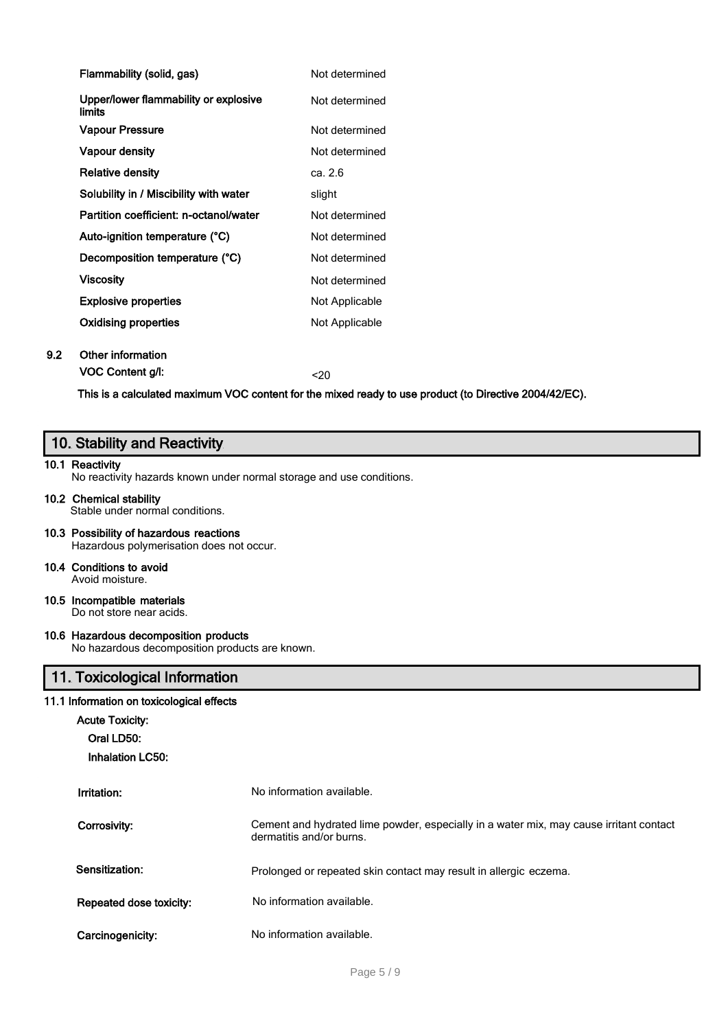| | |
|---|---|
| **Flammability (solid, gas)** | Not determined |
| **Upper/lower flammability or explosive limits** | Not determined |
| **Vapour Pressure** | Not determined |
| **Vapour density** | Not determined |
| **Relative density** | ca. 2.6 |
| **Solubility in / Miscibility with water** | slight |
| **Partition coefficient: n-octanol/water** | Not determined |
| **Auto-ignition temperature (°C)** | Not determined |
| **Decomposition temperature (°C)** | Not determined |
| **Viscosity** | Not determined |
| **Explosive properties** | Not Applicable |
| **Oxidising properties** | Not Applicable |

**9.2 Other information**

**VOC Content g/l:** <20

**This is a calculated maximum VOC content for the mixed ready to use product (to Directive 2004/42/EC).**

## 10. Stability and Reactivity

**10.1 Reactivity**
No reactivity hazards known under normal storage and use conditions.

**10.2 Chemical stability**
Stable under normal conditions.

**10.3 Possibility of hazardous reactions**
Hazardous polymerisation does not occur.

**10.4 Conditions to avoid**
Avoid moisture.

**10.5 Incompatible materials**
Do not store near acids.

**10.6 Hazardous decomposition products**
No hazardous decomposition products are known.

## 11. Toxicological Information

**11.1 Information on toxicological effects**

**Acute Toxicity:**

**Oral LD50:**

**Inhalation LC50:**

| | |
|---|---|
| **Irritation:** | No information available. |
| **Corrosivity:** | Cement and hydrated lime powder, especially in a water mix, may cause irritant contact dermatitis and/or burns. |
| **Sensitization:** | Prolonged or repeated skin contact may result in allergic eczema. |
| **Repeated dose toxicity:** | No information available. |
| **Carcinogenicity:** | No information available. |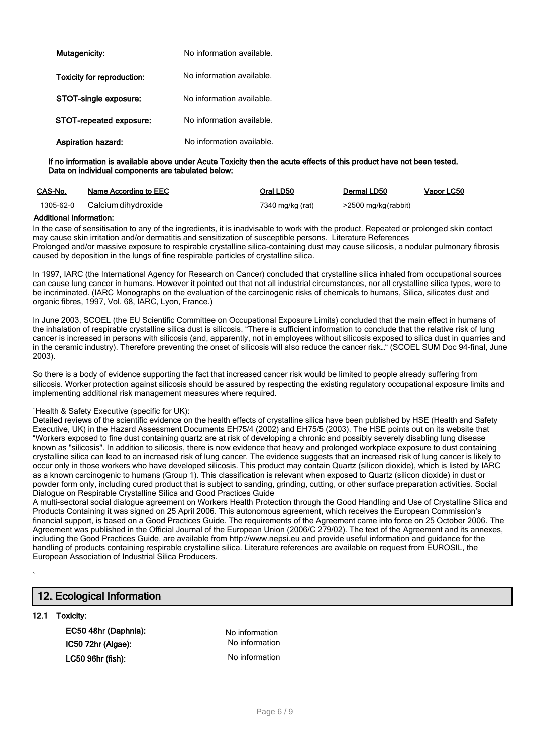| | |
|---|---|
| **Mutagenicity:** | No information available. |
| **Toxicity for reproduction:** | No information available. |
| **STOT-single exposure:** | No information available. |
| **STOT-repeated exposure:** | No information available. |
| **Aspiration hazard:** | No information available. |

**If no information is available above under Acute Toxicity then the acute effects of this product have not been tested. Data on individual components are tabulated below:**

| CAS-No. | Name According to EEC | Oral LD50 | Dermal LD50 | Vapor LC50 |
|---|---|---|---|---|
| 1305-62-0 | Calcium dihydroxide | 7340 mg/kg (rat) | >2500 mg/kg(rabbit) | |

**Additional Information:**

In the case of sensitisation to any of the ingredients, it is inadvisable to work with the product. Repeated or prolonged skin contact may cause skin irritation and/or dermatitis and sensitization of susceptible persons. Literature References
Prolonged and/or massive exposure to respirable crystalline silica-containing dust may cause silicosis, a nodular pulmonary fibrosis caused by deposition in the lungs of fine respirable particles of crystalline silica.

In 1997, IARC (the International Agency for Research on Cancer) concluded that crystalline silica inhaled from occupational sources can cause lung cancer in humans. However it pointed out that not all industrial circumstances, nor all crystalline silica types, were to be incriminated. (IARC Monographs on the evaluation of the carcinogenic risks of chemicals to humans, Silica, silicates dust and organic fibres, 1997, Vol. 68, IARC, Lyon, France.)

In June 2003, SCOEL (the EU Scientific Committee on Occupational Exposure Limits) concluded that the main effect in humans of the inhalation of respirable crystalline silica dust is silicosis. "There is sufficient information to conclude that the relative risk of lung cancer is increased in persons with silicosis (and, apparently, not in employees without silicosis exposed to silica dust in quarries and in the ceramic industry). Therefore preventing the onset of silicosis will also reduce the cancer risk…" (SCOEL SUM Doc 94-final, June 2003).

So there is a body of evidence supporting the fact that increased cancer risk would be limited to people already suffering from silicosis. Worker protection against silicosis should be assured by respecting the existing regulatory occupational exposure limits and implementing additional risk management measures where required.

`Health & Safety Executive (specific for UK):
Detailed reviews of the scientific evidence on the health effects of crystalline silica have been published by HSE (Health and Safety Executive, UK) in the Hazard Assessment Documents EH75/4 (2002) and EH75/5 (2003). The HSE points out on its website that "Workers exposed to fine dust containing quartz are at risk of developing a chronic and possibly severely disabling lung disease known as "silicosis". In addition to silicosis, there is now evidence that heavy and prolonged workplace exposure to dust containing crystalline silica can lead to an increased risk of lung cancer. The evidence suggests that an increased risk of lung cancer is likely to occur only in those workers who have developed silicosis. This product may contain Quartz (silicon dioxide), which is listed by IARC as a known carcinogenic to humans (Group 1). This classification is relevant when exposed to Quartz (silicon dioxide) in dust or powder form only, including cured product that is subject to sanding, grinding, cutting, or other surface preparation activities. Social Dialogue on Respirable Crystalline Silica and Good Practices Guide
A multi-sectoral social dialogue agreement on Workers Health Protection through the Good Handling and Use of Crystalline Silica and Products Containing it was signed on 25 April 2006. This autonomous agreement, which receives the European Commission's financial support, is based on a Good Practices Guide. The requirements of the Agreement came into force on 25 October 2006. The Agreement was published in the Official Journal of the European Union (2006/C 279/02). The text of the Agreement and its annexes, including the Good Practices Guide, are available from http://www.nepsi.eu and provide useful information and guidance for the handling of products containing respirable crystalline silica. Literature references are available on request from EUROSIL, the European Association of Industrial Silica Producers.

`

## 12. Ecological Information

**12.1 Toxicity:**

| | |
|---|---|
| **EC50 48hr (Daphnia):** | No information |
| **IC50 72hr (Algae):** | No information |
| **LC50 96hr (fish):** | No information |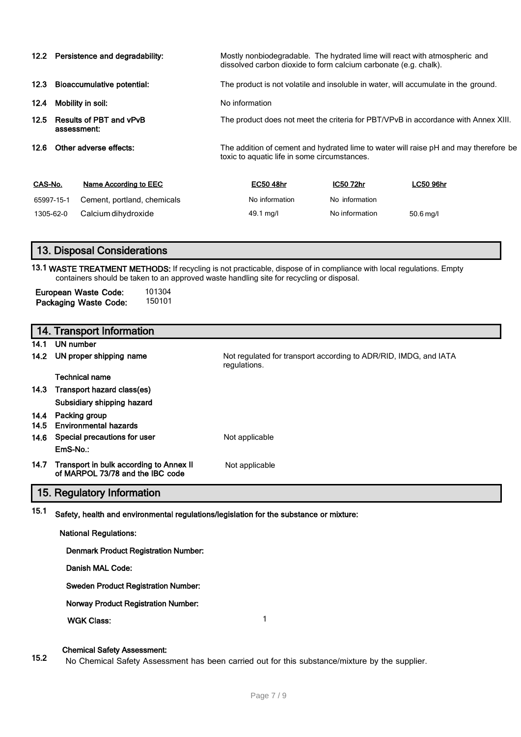**12.2 Persistence and degradability:** Mostly nonbiodegradable. The hydrated lime will react with atmospheric and dissolved carbon dioxide to form calcium carbonate (e.g. chalk).

**12.3 Bioaccumulative potential:** The product is not volatile and insoluble in water, will accumulate in the ground.

**12.4 Mobility in soil:** No information

**12.5 Results of PBT and vPvB assessment:** The product does not meet the criteria for PBT/VPvB in accordance with Annex XIII.

**12.6 Other adverse effects:** The addition of cement and hydrated lime to water will raise pH and may therefore be toxic to aquatic life in some circumstances.

| CAS-No. | Name According to EEC | EC50 48hr | IC50 72hr | LC50 96hr |
|---|---|---|---|---|
| 65997-15-1 | Cement, portland, chemicals | No information | No information | |
| 1305-62-0 | Calcium dihydroxide | 49.1 mg/l | No information | 50.6 mg/l |

## 13. Disposal Considerations

**13.1 WASTE TREATMENT METHODS:** If recycling is not practicable, dispose of in compliance with local regulations. Empty containers should be taken to an approved waste handling site for recycling or disposal.

**European Waste Code:** 101304
**Packaging Waste Code:** 150101

## 14. Transport Information

**14.1 UN number**

**14.2 UN proper shipping name** Not regulated for transport according to ADR/RID, IMDG, and IATA regulations.

**Technical name**

**14.3 Transport hazard class(es)**

**Subsidiary shipping hazard**

**14.4 Packing group**

**14.5 Environmental hazards**

**14.6 Special precautions for user** Not applicable

**EmS-No.:**

**14.7 Transport in bulk according to Annex II of MARPOL 73/78 and the IBC code** Not applicable

## 15. Regulatory Information

**15.1 Safety, health and environmental regulations/legislation for the substance or mixture:**

**National Regulations:**

**Denmark Product Registration Number:**

**Danish MAL Code:**

**Sweden Product Registration Number:**

**Norway Product Registration Number:**

**WGK Class:** 1

**15.2 Chemical Safety Assessment:**

No Chemical Safety Assessment has been carried out for this substance/mixture by the supplier.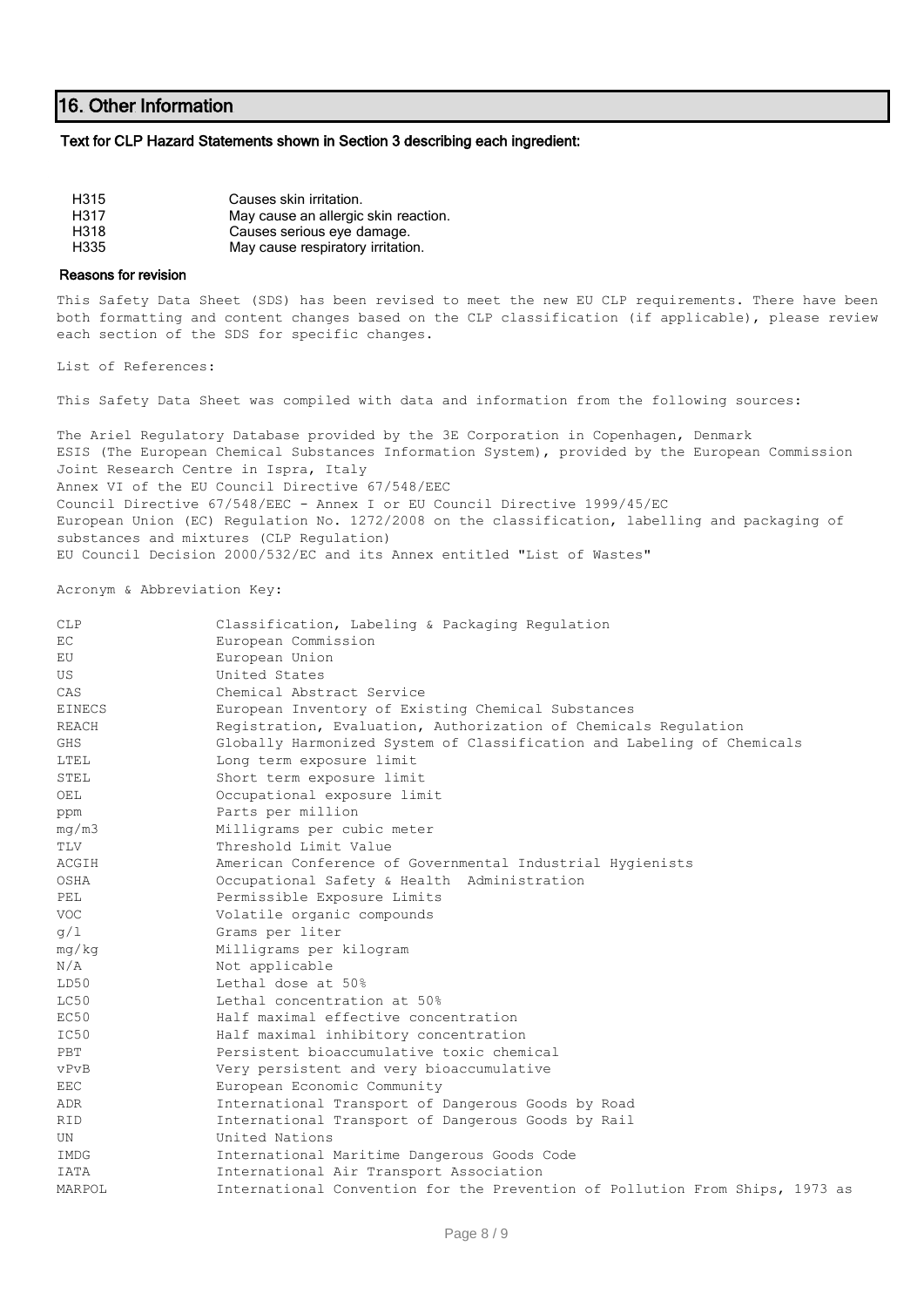## 16. Other Information

### Text for CLP Hazard Statements shown in Section 3 describing each ingredient:

| | |
|---|---|
| H315 | Causes skin irritation. |
| H317 | May cause an allergic skin reaction. |
| H318 | Causes serious eye damage. |
| H335 | May cause respiratory irritation. |

### Reasons for revision

This Safety Data Sheet (SDS) has been revised to meet the new EU CLP requirements. There have been both formatting and content changes based on the CLP classification (if applicable), please review each section of the SDS for specific changes.

List of References:

This Safety Data Sheet was compiled with data and information from the following sources:

The Ariel Regulatory Database provided by the 3E Corporation in Copenhagen, Denmark
ESIS (The European Chemical Substances Information System), provided by the European Commission Joint Research Centre in Ispra, Italy
Annex VI of the EU Council Directive 67/548/EEC
Council Directive 67/548/EEC - Annex I or EU Council Directive 1999/45/EC
European Union (EC) Regulation No. 1272/2008 on the classification, labelling and packaging of substances and mixtures (CLP Regulation)
EU Council Decision 2000/532/EC and its Annex entitled "List of Wastes"

Acronym & Abbreviation Key:

| | |
|---|---|
| CLP | Classification, Labeling & Packaging Regulation |
| EC | European Commission |
| EU | European Union |
| US | United States |
| CAS | Chemical Abstract Service |
| EINECS | European Inventory of Existing Chemical Substances |
| REACH | Registration, Evaluation, Authorization of Chemicals Regulation |
| GHS | Globally Harmonized System of Classification and Labeling of Chemicals |
| LTEL | Long term exposure limit |
| STEL | Short term exposure limit |
| OEL | Occupational exposure limit |
| ppm | Parts per million |
| mg/m3 | Milligrams per cubic meter |
| TLV | Threshold Limit Value |
| ACGIH | American Conference of Governmental Industrial Hygienists |
| OSHA | Occupational Safety & Health Administration |
| PEL | Permissible Exposure Limits |
| VOC | Volatile organic compounds |
| g/l | Grams per liter |
| mg/kg | Milligrams per kilogram |
| N/A | Not applicable |
| LD50 | Lethal dose at 50% |
| LC50 | Lethal concentration at 50% |
| EC50 | Half maximal effective concentration |
| IC50 | Half maximal inhibitory concentration |
| PBT | Persistent bioaccumulative toxic chemical |
| vPvB | Very persistent and very bioaccumulative |
| EEC | European Economic Community |
| ADR | International Transport of Dangerous Goods by Road |
| RID | International Transport of Dangerous Goods by Rail |
| UN | United Nations |
| IMDG | International Maritime Dangerous Goods Code |
| IATA | International Air Transport Association |
| MARPOL | International Convention for the Prevention of Pollution From Ships, 1973 as |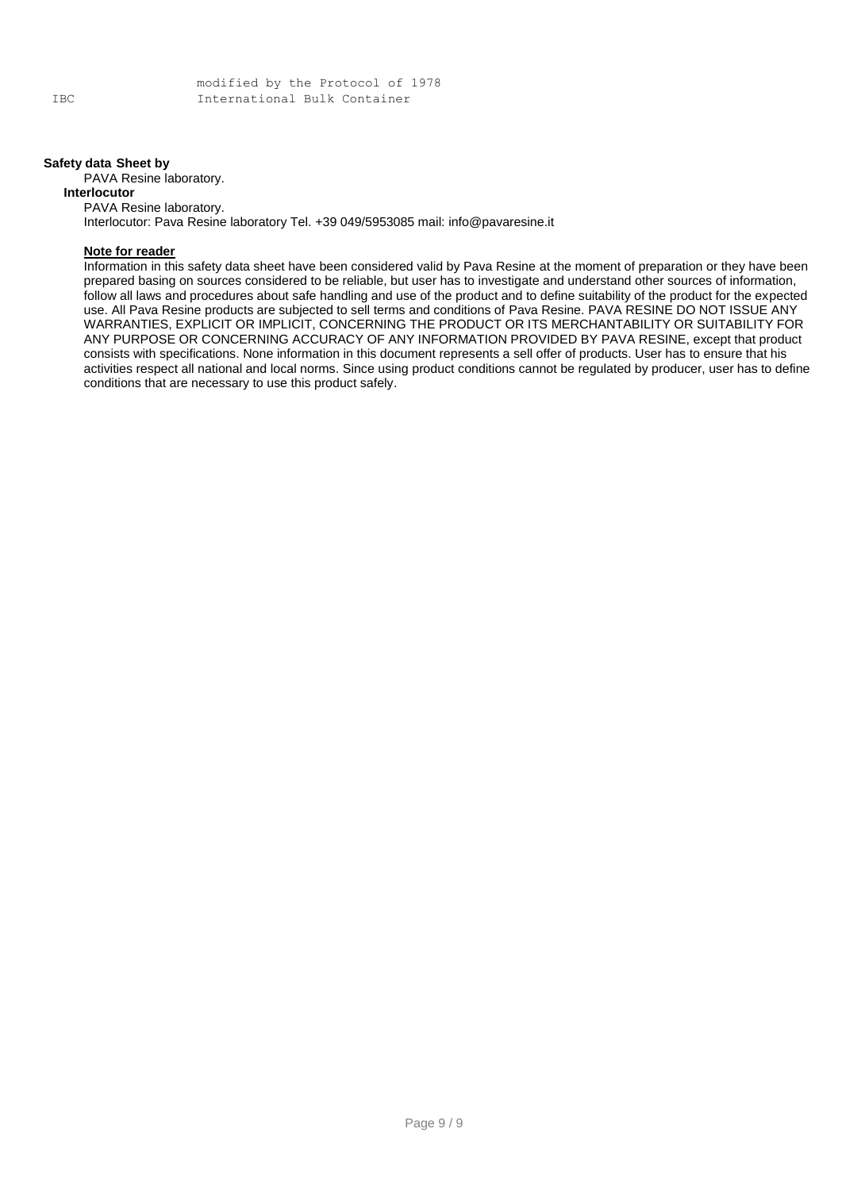modified by the Protocol of 1978

IBC International Bulk Container

**Safety data Sheet by**

PAVA Resine laboratory.

**Interlocutor**

PAVA Resine laboratory.

Interlocutor: Pava Resine laboratory Tel. +39 049/5953085 mail: info@pavaresine.it

**Note for reader**

Information in this safety data sheet have been considered valid by Pava Resine at the moment of preparation or they have been prepared basing on sources considered to be reliable, but user has to investigate and understand other sources of information, follow all laws and procedures about safe handling and use of the product and to define suitability of the product for the expected use. All Pava Resine products are subjected to sell terms and conditions of Pava Resine. PAVA RESINE DO NOT ISSUE ANY WARRANTIES, EXPLICIT OR IMPLICIT, CONCERNING THE PRODUCT OR ITS MERCHANTABILITY OR SUITABILITY FOR ANY PURPOSE OR CONCERNING ACCURACY OF ANY INFORMATION PROVIDED BY PAVA RESINE, except that product consists with specifications. None information in this document represents a sell offer of products. User has to ensure that his activities respect all national and local norms. Since using product conditions cannot be regulated by producer, user has to define conditions that are necessary to use this product safely.